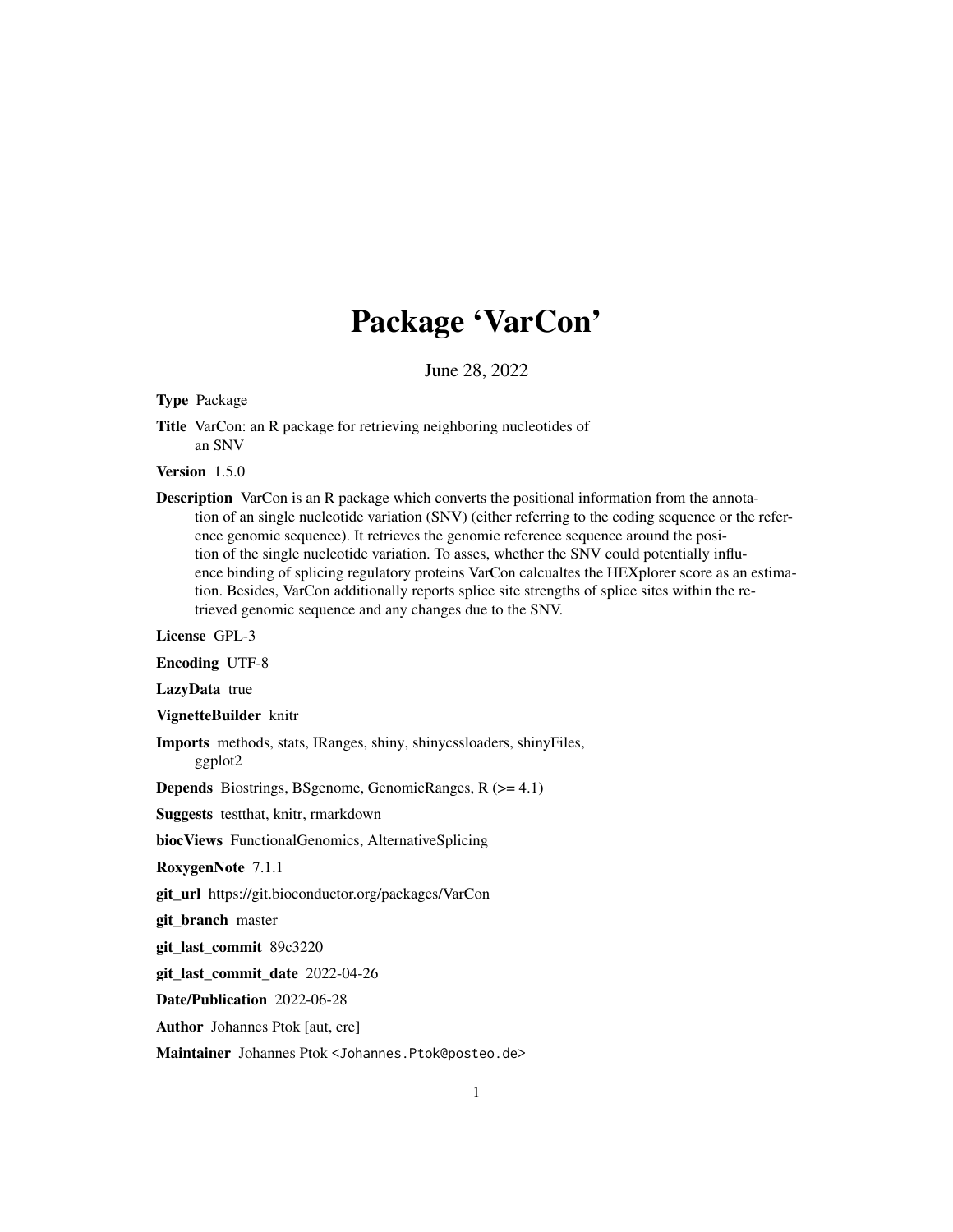# Package 'VarCon'

June 28, 2022

**Type** Package

**Title** VarCon: an R package for retrieving neighboring nucleotides of an SNV

**Version** 1.5.0

**Description** VarCon is an R package which converts the positional information from the annotation of an single nucleotide variation (SNV) (either referring to the coding sequence or the reference genomic sequence). It retrieves the genomic reference sequence around the position of the single nucleotide variation. To asses, whether the SNV could potentially influence binding of splicing regulatory proteins VarCon calcualtes the HEXplorer score as an estimation. Besides, VarCon additionally reports splice site strengths of splice sites within the retrieved genomic sequence and any changes due to the SNV.

**License** GPL-3

**Encoding** UTF-8

**LazyData** true

**VignetteBuilder** knitr

**Imports** methods, stats, IRanges, shiny, shinycssloaders, shinyFiles, ggplot2

**Depends** Biostrings, BSgenome, GenomicRanges, R (>= 4.1)

**Suggests** testthat, knitr, rmarkdown

**biocViews** FunctionalGenomics, AlternativeSplicing

**RoxygenNote** 7.1.1

**git_url** https://git.bioconductor.org/packages/VarCon

**git_branch** master

**git_last_commit** 89c3220

**git_last_commit_date** 2022-04-26

**Date/Publication** 2022-06-28

**Author** Johannes Ptok [aut, cre]

**Maintainer** Johannes Ptok <Johannes.Ptok@posteo.de>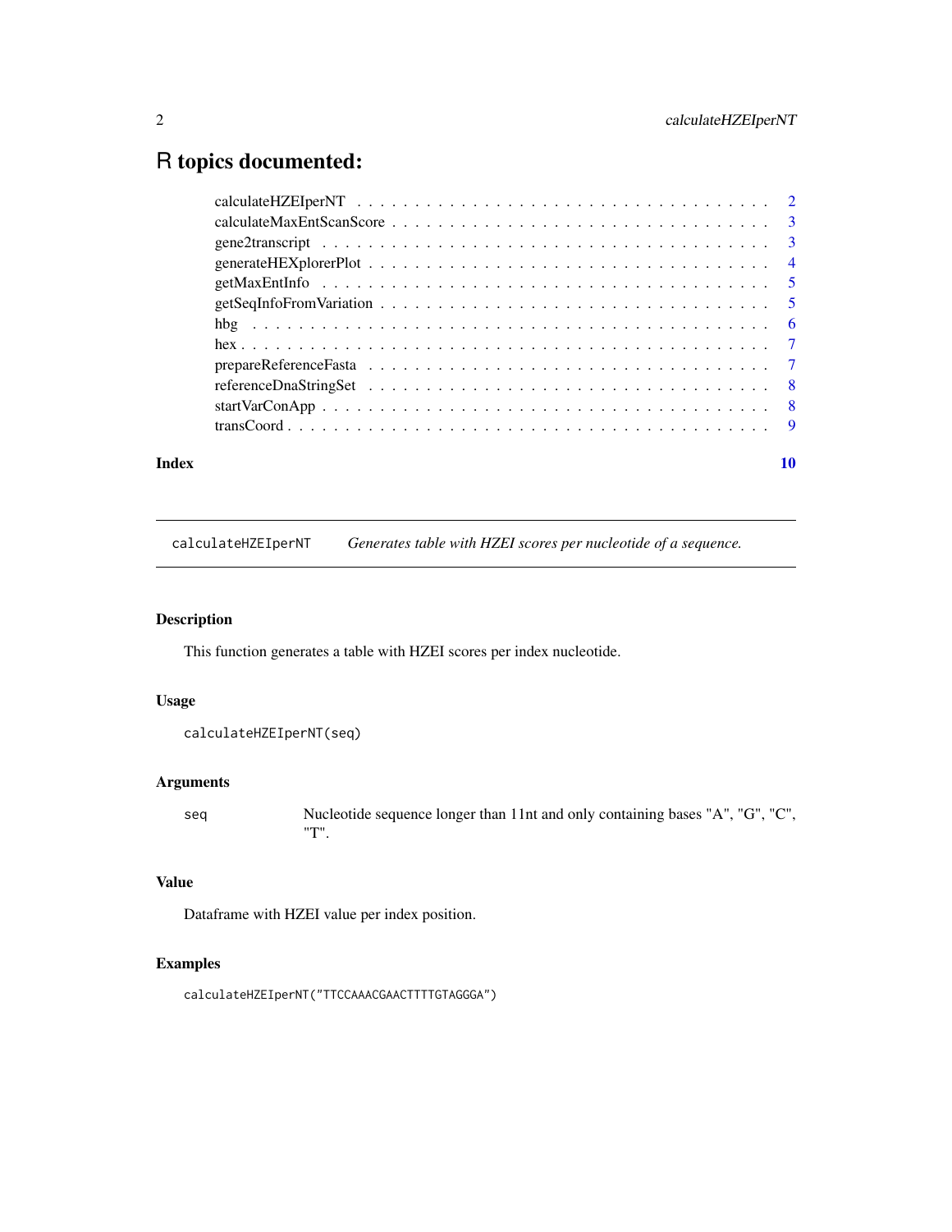# R topics documented:

| | |
|---|---|
| calculateHZEIperNT | 2 |
| calculateMaxEntScanScore | 3 |
| gene2transcript | 3 |
| generateHEXplorerPlot | 4 |
| getMaxEntInfo | 5 |
| getSeqInfoFromVariation | 5 |
| hbg | 6 |
| hex | 7 |
| prepareReferenceFasta | 7 |
| referenceDnaStringSet | 8 |
| startVarConApp | 8 |
| transCoord | 9 |
| **Index** | **10** |

---

## calculateHZEIperNT — *Generates table with HZEI scores per nucleotide of a sequence.*

### Description

This function generates a table with HZEI scores per index nucleotide.

### Usage

```
calculateHZEIperNT(seq)
```

### Arguments

| | |
|---|---|
| seq | Nucleotide sequence longer than 11nt and only containing bases "A", "G", "C", "T". |

### Value

Dataframe with HZEI value per index position.

### Examples

```
calculateHZEIperNT("TTCCAAACGAACTTTTGTAGGGA")
```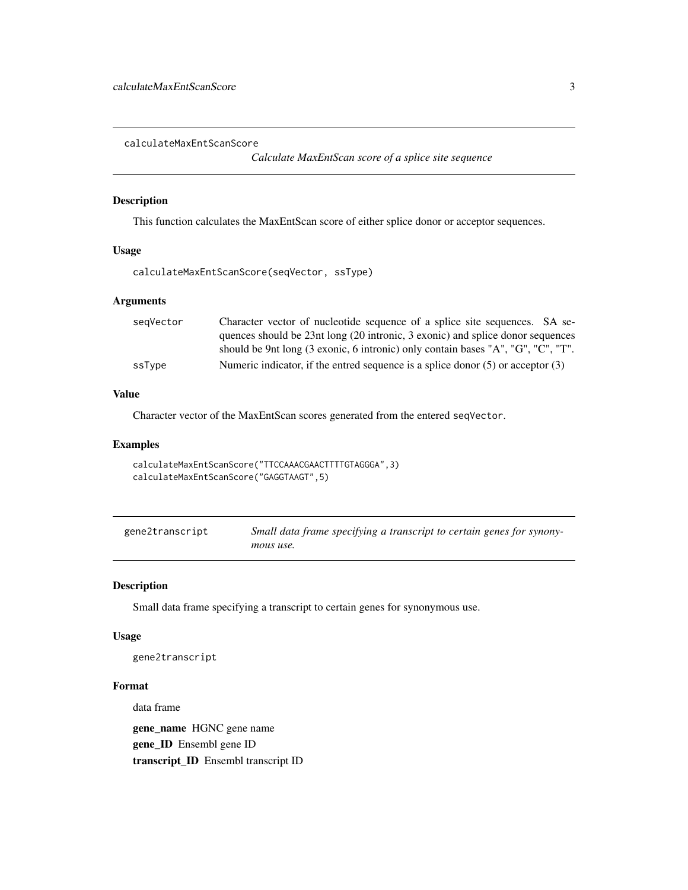## calculateMaxEntScanScore

*Calculate MaxEntScan score of a splice site sequence*

### Description

This function calculates the MaxEntScan score of either splice donor or acceptor sequences.

### Usage

```
calculateMaxEntScanScore(seqVector, ssType)
```

### Arguments

| | |
|---|---|
| seqVector | Character vector of nucleotide sequence of a splice site sequences. SA sequences should be 23nt long (20 intronic, 3 exonic) and splice donor sequences should be 9nt long (3 exonic, 6 intronic) only contain bases "A", "G", "C", "T". |
| ssType | Numeric indicator, if the entred sequence is a splice donor (5) or acceptor (3) |

### Value

Character vector of the MaxEntScan scores generated from the entered `seqVector`.

### Examples

```
calculateMaxEntScanScore("TTCCAAACGAACTTTTGTAGGGA",3)
calculateMaxEntScanScore("GAGGTAAGT",5)
```

## gene2transcript

*Small data frame specifying a transcript to certain genes for synonymous use.*

### Description

Small data frame specifying a transcript to certain genes for synonymous use.

### Usage

```
gene2transcript
```

### Format

data frame

**gene_name** HGNC gene name
**gene_ID** Ensembl gene ID
**transcript_ID** Ensembl transcript ID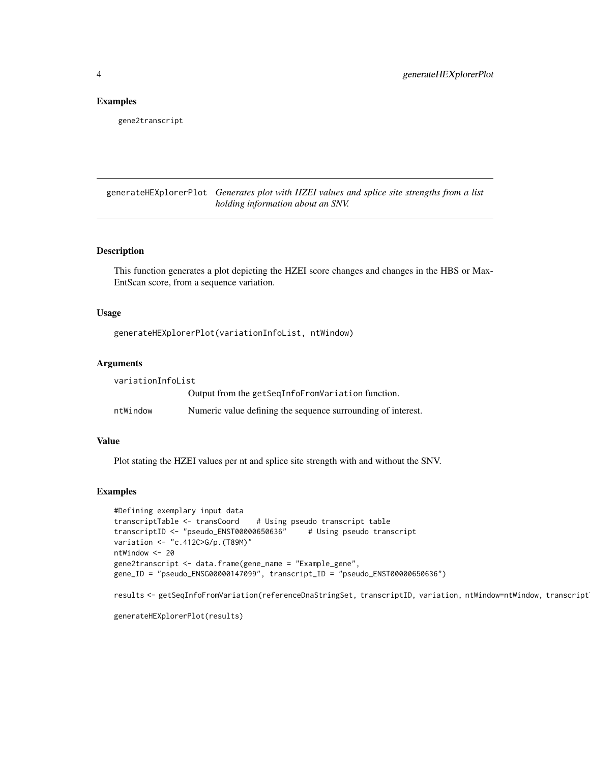## Examples

```
gene2transcript
```

# generateHEXplorerPlot *Generates plot with HZEI values and splice site strengths from a list holding information about an SNV.*

## Description

This function generates a plot depicting the HZEI score changes and changes in the HBS or MaxEntScan score, from a sequence variation.

## Usage

```
generateHEXplorerPlot(variationInfoList, ntWindow)
```

## Arguments

| | |
|---|---|
| variationInfoList | Output from the getSeqInfoFromVariation function. |
| ntWindow | Numeric value defining the sequence surrounding of interest. |

## Value

Plot stating the HZEI values per nt and splice site strength with and without the SNV.

## Examples

```
#Defining exemplary input data
transcriptTable <- transCoord    # Using pseudo transcript table
transcriptID <- "pseudo_ENST00000650636"     # Using pseudo transcript
variation <- "c.412C>G/p.(T89M)"
ntWindow <- 20
gene2transcript <- data.frame(gene_name = "Example_gene",
gene_ID = "pseudo_ENSG00000147099", transcript_ID = "pseudo_ENST00000650636")

results <- getSeqInfoFromVariation(referenceDnaStringSet, transcriptID, variation, ntWindow=ntWindow, transcript

generateHEXplorerPlot(results)
```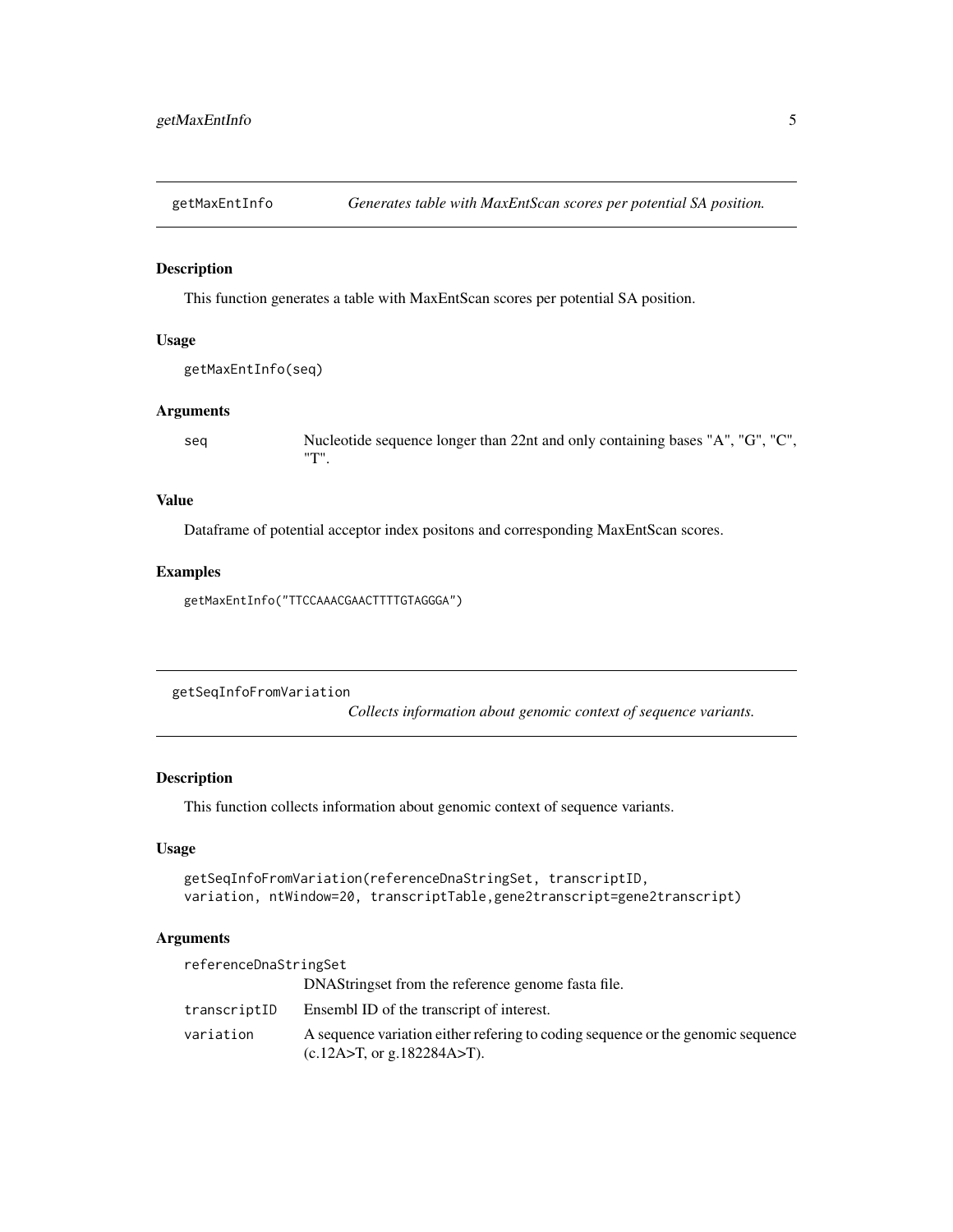## getMaxEntInfo *Generates table with MaxEntScan scores per potential SA position.*

### Description

This function generates a table with MaxEntScan scores per potential SA position.

### Usage

```
getMaxEntInfo(seq)
```

### Arguments

| | |
|---|---|
| seq | Nucleotide sequence longer than 22nt and only containing bases "A", "G", "C", "T". |

### Value

Dataframe of potential acceptor index positons and corresponding MaxEntScan scores.

### Examples

```
getMaxEntInfo("TTCCAAACGAACTTTTGTAGGGA")
```

## getSeqInfoFromVariation *Collects information about genomic context of sequence variants.*

### Description

This function collects information about genomic context of sequence variants.

### Usage

```
getSeqInfoFromVariation(referenceDnaStringSet, transcriptID,
variation, ntWindow=20, transcriptTable,gene2transcript=gene2transcript)
```

### Arguments

| | |
|---|---|
| referenceDnaStringSet | DNAStringset from the reference genome fasta file. |
| transcriptID | Ensembl ID of the transcript of interest. |
| variation | A sequence variation either refering to coding sequence or the genomic sequence (c.12A>T, or g.182284A>T). |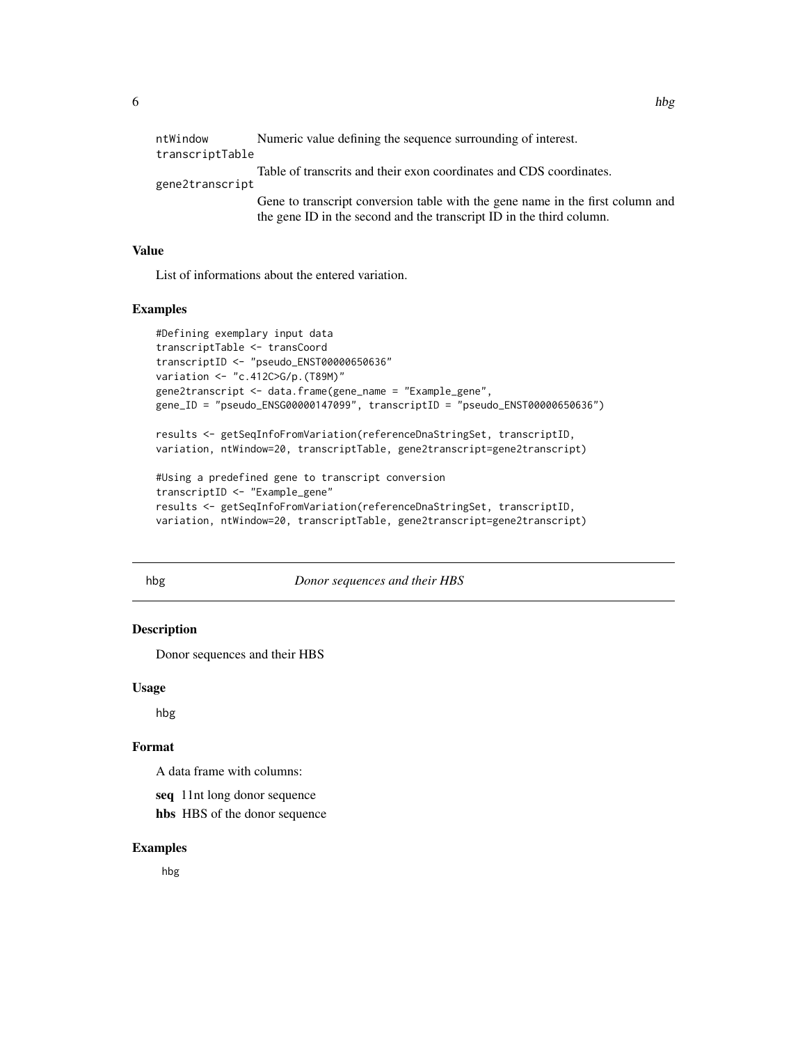| | |
|---|---|
| ntWindow | Numeric value defining the sequence surrounding of interest. |
| transcriptTable | Table of transcrits and their exon coordinates and CDS coordinates. |
| gene2transcript | Gene to transcript conversion table with the gene name in the first column and the gene ID in the second and the transcript ID in the third column. |

### Value

List of informations about the entered variation.

### Examples

```
#Defining exemplary input data
transcriptTable <- transCoord
transcriptID <- "pseudo_ENST00000650636"
variation <- "c.412C>G/p.(T89M)"
gene2transcript <- data.frame(gene_name = "Example_gene",
gene_ID = "pseudo_ENSG00000147099", transcriptID = "pseudo_ENST00000650636")

results <- getSeqInfoFromVariation(referenceDnaStringSet, transcriptID,
variation, ntWindow=20, transcriptTable, gene2transcript=gene2transcript)

#Using a predefined gene to transcript conversion
transcriptID <- "Example_gene"
results <- getSeqInfoFromVariation(referenceDnaStringSet, transcriptID,
variation, ntWindow=20, transcriptTable, gene2transcript=gene2transcript)
```

## hbg — *Donor sequences and their HBS*

### Description

Donor sequences and their HBS

### Usage

```
hbg
```

### Format

A data frame with columns:

**seq** 11nt long donor sequence

**hbs** HBS of the donor sequence

### Examples

```
hbg
```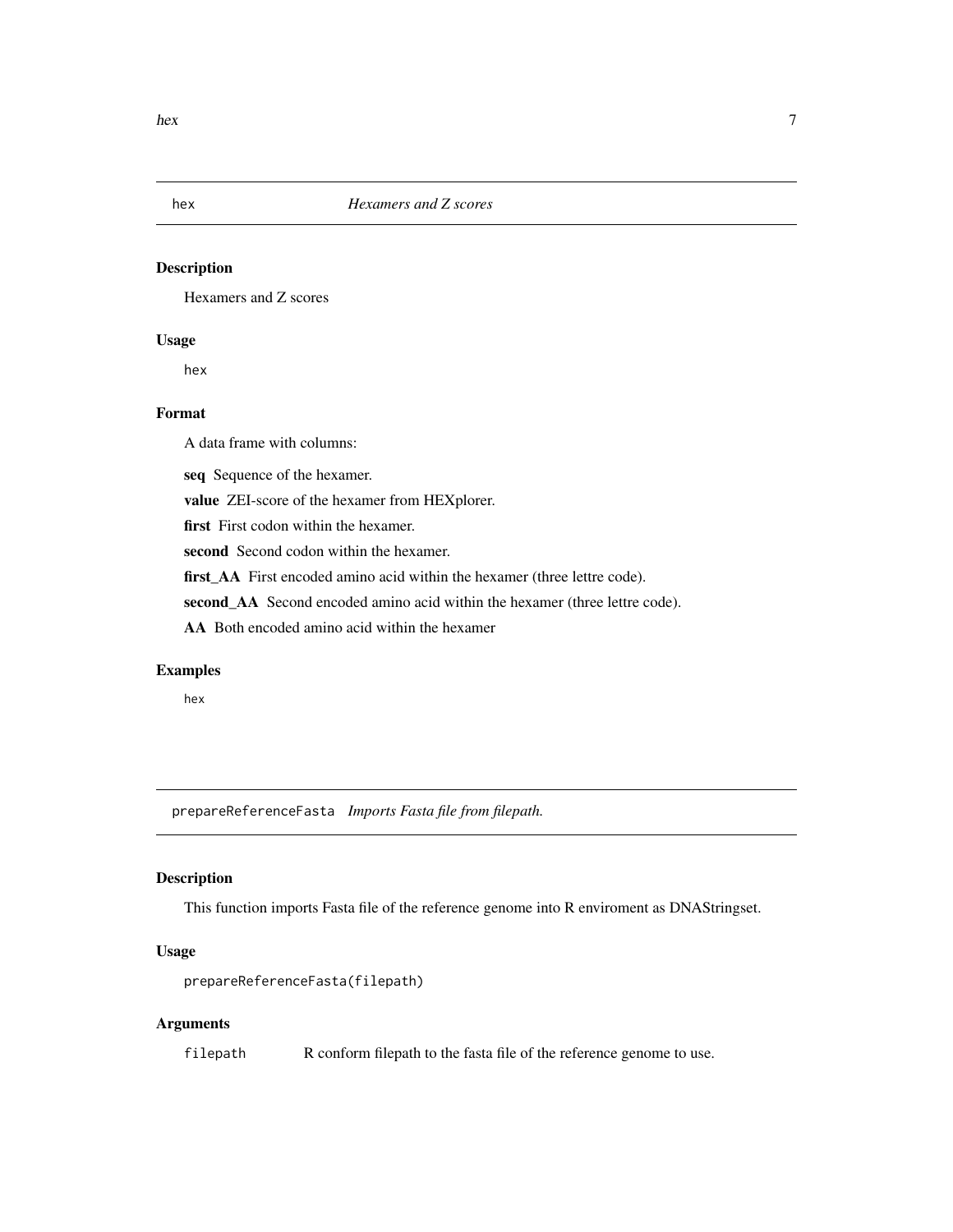## hex — *Hexamers and Z scores*

### Description

Hexamers and Z scores

### Usage

```
hex
```

### Format

A data frame with columns:

**seq** Sequence of the hexamer.

**value** ZEI-score of the hexamer from HEXplorer.

**first** First codon within the hexamer.

**second** Second codon within the hexamer.

**first_AA** First encoded amino acid within the hexamer (three lettre code).

**second_AA** Second encoded amino acid within the hexamer (three lettre code).

**AA** Both encoded amino acid within the hexamer

### Examples

```
hex
```

## prepareReferenceFasta — *Imports Fasta file from filepath.*

### Description

This function imports Fasta file of the reference genome into R enviroment as DNAStringset.

### Usage

```
prepareReferenceFasta(filepath)
```

### Arguments

| | |
|---|---|
| `filepath` | R conform filepath to the fasta file of the reference genome to use. |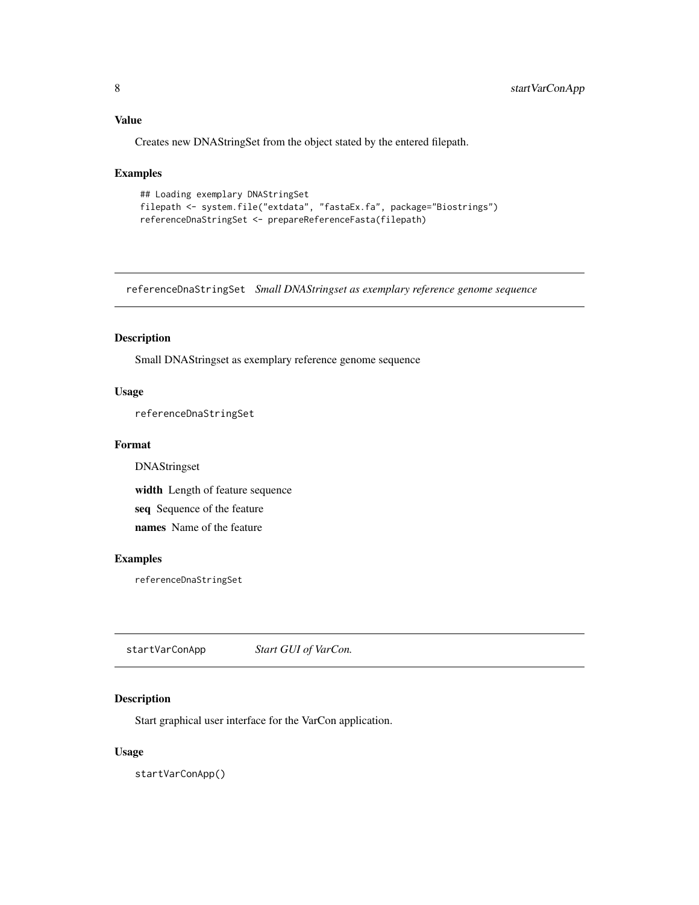### Value

Creates new DNAStringSet from the object stated by the entered filepath.

### Examples

```
## Loading exemplary DNAStringSet
filepath <- system.file("extdata", "fastaEx.fa", package="Biostrings")
referenceDnaStringSet <- prepareReferenceFasta(filepath)
```

---

## referenceDnaStringSet *Small DNAStringset as exemplary reference genome sequence*

---

### Description

Small DNAStringset as exemplary reference genome sequence

### Usage

```
referenceDnaStringSet
```

### Format

DNAStringset

**width** Length of feature sequence

**seq** Sequence of the feature

**names** Name of the feature

### Examples

```
referenceDnaStringSet
```

---

## startVarConApp *Start GUI of VarCon.*

---

### Description

Start graphical user interface for the VarCon application.

### Usage

```
startVarConApp()
```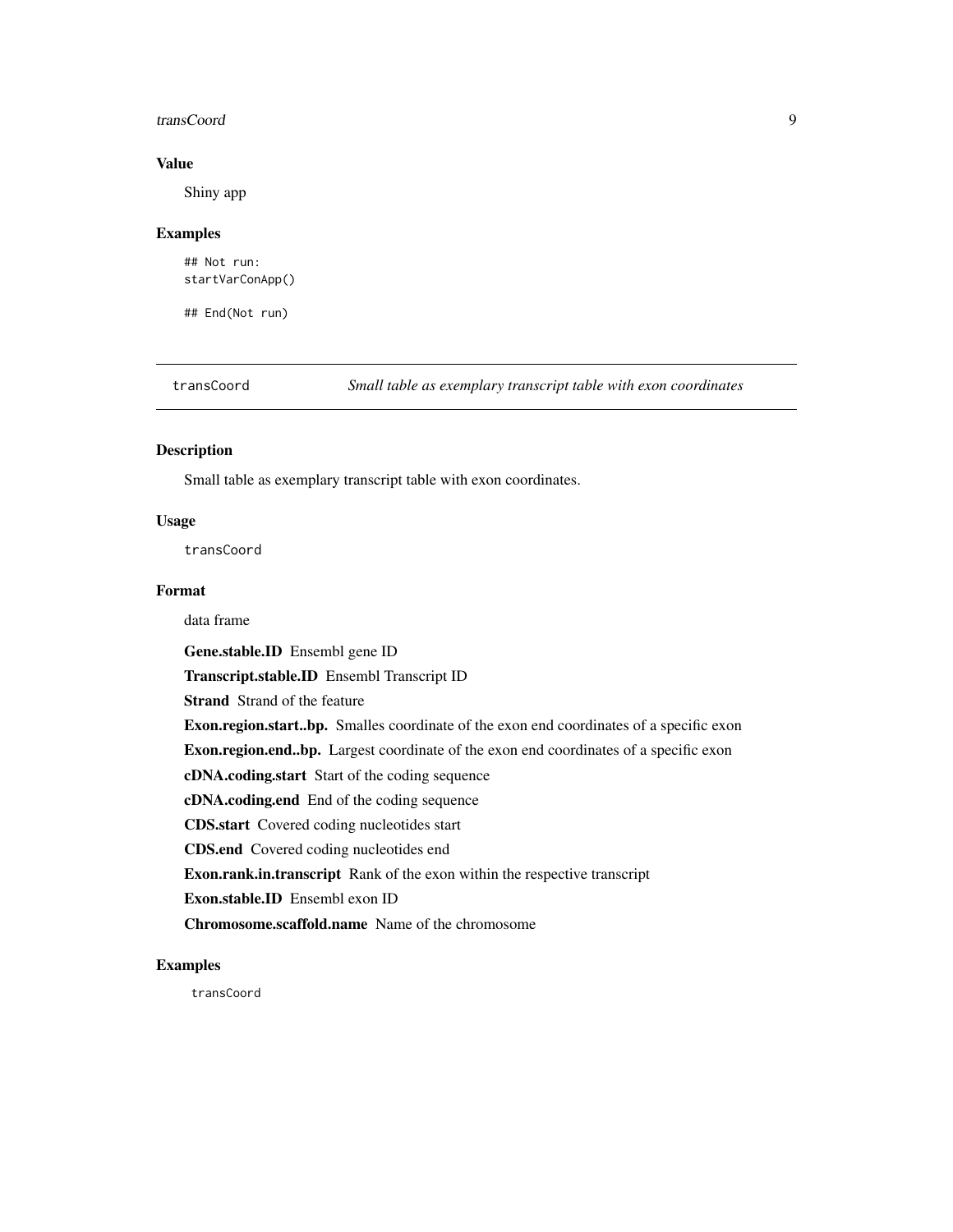## Value

Shiny app

## Examples

```
## Not run:
startVarConApp()

## End(Not run)
```

---

`transCoord` *Small table as exemplary transcript table with exon coordinates*

---

## Description

Small table as exemplary transcript table with exon coordinates.

## Usage

```
transCoord
```

## Format

data frame

**Gene.stable.ID** Ensembl gene ID

**Transcript.stable.ID** Ensembl Transcript ID

**Strand** Strand of the feature

**Exon.region.start..bp.** Smalles coordinate of the exon end coordinates of a specific exon

**Exon.region.end..bp.** Largest coordinate of the exon end coordinates of a specific exon

**cDNA.coding.start** Start of the coding sequence

**cDNA.coding.end** End of the coding sequence

**CDS.start** Covered coding nucleotides start

**CDS.end** Covered coding nucleotides end

**Exon.rank.in.transcript** Rank of the exon within the respective transcript

**Exon.stable.ID** Ensembl exon ID

**Chromosome.scaffold.name** Name of the chromosome

## Examples

```
transCoord
```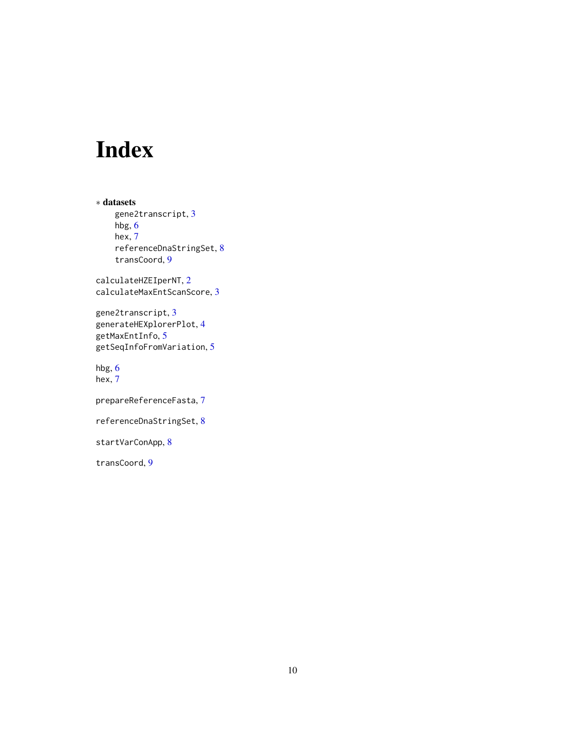# Index

∗ **datasets**
  gene2transcript, 3
  hbg, 6
  hex, 7
  referenceDnaStringSet, 8
  transCoord, 9

calculateHZEIperNT, 2
calculateMaxEntScanScore, 3

gene2transcript, 3
generateHEXplorerPlot, 4
getMaxEntInfo, 5
getSeqInfoFromVariation, 5

hbg, 6
hex, 7

prepareReferenceFasta, 7

referenceDnaStringSet, 8

startVarConApp, 8

transCoord, 9